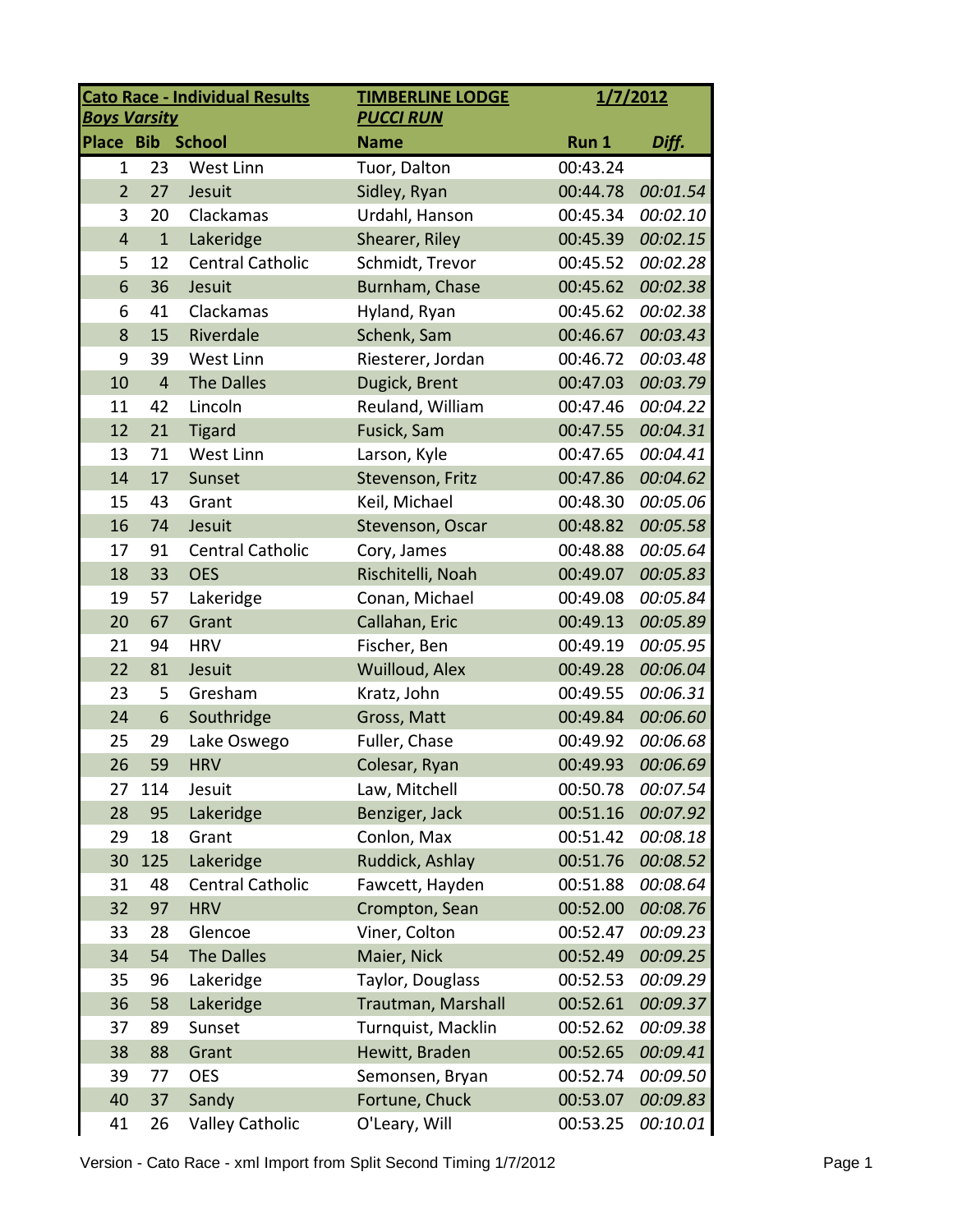| Cato Race - Individual Results | | | TIMBERLINE LODGE | 1/7/2012 | |
|---|---|---|---|---|---|
| *Boys Varsity* | | | *PUCCI RUN* | | |
| **Place** | **Bib** | **School** | **Name** | **Run 1** | ***Diff.*** |
| 1 | 23 | West Linn | Tuor, Dalton | 00:43.24 | |
| 2 | 27 | Jesuit | Sidley, Ryan | 00:44.78 | *00:01.54* |
| 3 | 20 | Clackamas | Urdahl, Hanson | 00:45.34 | *00:02.10* |
| 4 | 1 | Lakeridge | Shearer, Riley | 00:45.39 | *00:02.15* |
| 5 | 12 | Central Catholic | Schmidt, Trevor | 00:45.52 | *00:02.28* |
| 6 | 36 | Jesuit | Burnham, Chase | 00:45.62 | *00:02.38* |
| 6 | 41 | Clackamas | Hyland, Ryan | 00:45.62 | *00:02.38* |
| 8 | 15 | Riverdale | Schenk, Sam | 00:46.67 | *00:03.43* |
| 9 | 39 | West Linn | Riesterer, Jordan | 00:46.72 | *00:03.48* |
| 10 | 4 | The Dalles | Dugick, Brent | 00:47.03 | *00:03.79* |
| 11 | 42 | Lincoln | Reuland, William | 00:47.46 | *00:04.22* |
| 12 | 21 | Tigard | Fusick, Sam | 00:47.55 | *00:04.31* |
| 13 | 71 | West Linn | Larson, Kyle | 00:47.65 | *00:04.41* |
| 14 | 17 | Sunset | Stevenson, Fritz | 00:47.86 | *00:04.62* |
| 15 | 43 | Grant | Keil, Michael | 00:48.30 | *00:05.06* |
| 16 | 74 | Jesuit | Stevenson, Oscar | 00:48.82 | *00:05.58* |
| 17 | 91 | Central Catholic | Cory, James | 00:48.88 | *00:05.64* |
| 18 | 33 | OES | Rischitelli, Noah | 00:49.07 | *00:05.83* |
| 19 | 57 | Lakeridge | Conan, Michael | 00:49.08 | *00:05.84* |
| 20 | 67 | Grant | Callahan, Eric | 00:49.13 | *00:05.89* |
| 21 | 94 | HRV | Fischer, Ben | 00:49.19 | *00:05.95* |
| 22 | 81 | Jesuit | Wuilloud, Alex | 00:49.28 | *00:06.04* |
| 23 | 5 | Gresham | Kratz, John | 00:49.55 | *00:06.31* |
| 24 | 6 | Southridge | Gross, Matt | 00:49.84 | *00:06.60* |
| 25 | 29 | Lake Oswego | Fuller, Chase | 00:49.92 | *00:06.68* |
| 26 | 59 | HRV | Colesar, Ryan | 00:49.93 | *00:06.69* |
| 27 | 114 | Jesuit | Law, Mitchell | 00:50.78 | *00:07.54* |
| 28 | 95 | Lakeridge | Benziger, Jack | 00:51.16 | *00:07.92* |
| 29 | 18 | Grant | Conlon, Max | 00:51.42 | *00:08.18* |
| 30 | 125 | Lakeridge | Ruddick, Ashlay | 00:51.76 | *00:08.52* |
| 31 | 48 | Central Catholic | Fawcett, Hayden | 00:51.88 | *00:08.64* |
| 32 | 97 | HRV | Crompton, Sean | 00:52.00 | *00:08.76* |
| 33 | 28 | Glencoe | Viner, Colton | 00:52.47 | *00:09.23* |
| 34 | 54 | The Dalles | Maier, Nick | 00:52.49 | *00:09.25* |
| 35 | 96 | Lakeridge | Taylor, Douglass | 00:52.53 | *00:09.29* |
| 36 | 58 | Lakeridge | Trautman, Marshall | 00:52.61 | *00:09.37* |
| 37 | 89 | Sunset | Turnquist, Macklin | 00:52.62 | *00:09.38* |
| 38 | 88 | Grant | Hewitt, Braden | 00:52.65 | *00:09.41* |
| 39 | 77 | OES | Semonsen, Bryan | 00:52.74 | *00:09.50* |
| 40 | 37 | Sandy | Fortune, Chuck | 00:53.07 | *00:09.83* |
| 41 | 26 | Valley Catholic | O'Leary, Will | 00:53.25 | *00:10.01* |

Version - Cato Race - xml Import from Split Second Timing 1/7/2012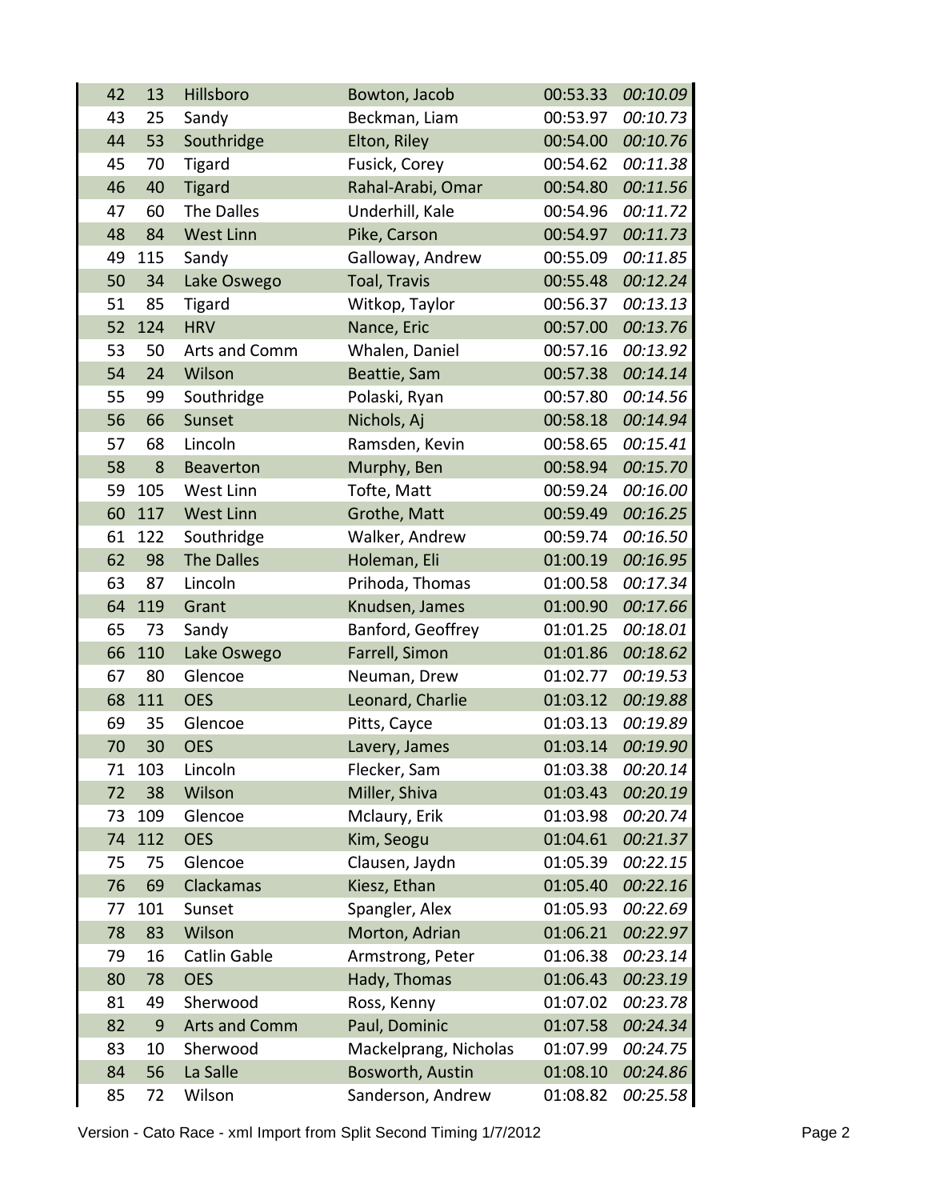| | | | | | |
|---|---|---|---|---|---|
| 42 | 13 | Hillsboro | Bowton, Jacob | 00:53.33 | *00:10.09* |
| 43 | 25 | Sandy | Beckman, Liam | 00:53.97 | *00:10.73* |
| 44 | 53 | Southridge | Elton, Riley | 00:54.00 | *00:10.76* |
| 45 | 70 | Tigard | Fusick, Corey | 00:54.62 | *00:11.38* |
| 46 | 40 | Tigard | Rahal-Arabi, Omar | 00:54.80 | *00:11.56* |
| 47 | 60 | The Dalles | Underhill, Kale | 00:54.96 | *00:11.72* |
| 48 | 84 | West Linn | Pike, Carson | 00:54.97 | *00:11.73* |
| 49 | 115 | Sandy | Galloway, Andrew | 00:55.09 | *00:11.85* |
| 50 | 34 | Lake Oswego | Toal, Travis | 00:55.48 | *00:12.24* |
| 51 | 85 | Tigard | Witkop, Taylor | 00:56.37 | *00:13.13* |
| 52 | 124 | HRV | Nance, Eric | 00:57.00 | *00:13.76* |
| 53 | 50 | Arts and Comm | Whalen, Daniel | 00:57.16 | *00:13.92* |
| 54 | 24 | Wilson | Beattie, Sam | 00:57.38 | *00:14.14* |
| 55 | 99 | Southridge | Polaski, Ryan | 00:57.80 | *00:14.56* |
| 56 | 66 | Sunset | Nichols, Aj | 00:58.18 | *00:14.94* |
| 57 | 68 | Lincoln | Ramsden, Kevin | 00:58.65 | *00:15.41* |
| 58 | 8 | Beaverton | Murphy, Ben | 00:58.94 | *00:15.70* |
| 59 | 105 | West Linn | Tofte, Matt | 00:59.24 | *00:16.00* |
| 60 | 117 | West Linn | Grothe, Matt | 00:59.49 | *00:16.25* |
| 61 | 122 | Southridge | Walker, Andrew | 00:59.74 | *00:16.50* |
| 62 | 98 | The Dalles | Holeman, Eli | 01:00.19 | *00:16.95* |
| 63 | 87 | Lincoln | Prihoda, Thomas | 01:00.58 | *00:17.34* |
| 64 | 119 | Grant | Knudsen, James | 01:00.90 | *00:17.66* |
| 65 | 73 | Sandy | Banford, Geoffrey | 01:01.25 | *00:18.01* |
| 66 | 110 | Lake Oswego | Farrell, Simon | 01:01.86 | *00:18.62* |
| 67 | 80 | Glencoe | Neuman, Drew | 01:02.77 | *00:19.53* |
| 68 | 111 | OES | Leonard, Charlie | 01:03.12 | *00:19.88* |
| 69 | 35 | Glencoe | Pitts, Cayce | 01:03.13 | *00:19.89* |
| 70 | 30 | OES | Lavery, James | 01:03.14 | *00:19.90* |
| 71 | 103 | Lincoln | Flecker, Sam | 01:03.38 | *00:20.14* |
| 72 | 38 | Wilson | Miller, Shiva | 01:03.43 | *00:20.19* |
| 73 | 109 | Glencoe | Mclaury, Erik | 01:03.98 | *00:20.74* |
| 74 | 112 | OES | Kim, Seogu | 01:04.61 | *00:21.37* |
| 75 | 75 | Glencoe | Clausen, Jaydn | 01:05.39 | *00:22.15* |
| 76 | 69 | Clackamas | Kiesz, Ethan | 01:05.40 | *00:22.16* |
| 77 | 101 | Sunset | Spangler, Alex | 01:05.93 | *00:22.69* |
| 78 | 83 | Wilson | Morton, Adrian | 01:06.21 | *00:22.97* |
| 79 | 16 | Catlin Gable | Armstrong, Peter | 01:06.38 | *00:23.14* |
| 80 | 78 | OES | Hady, Thomas | 01:06.43 | *00:23.19* |
| 81 | 49 | Sherwood | Ross, Kenny | 01:07.02 | *00:23.78* |
| 82 | 9 | Arts and Comm | Paul, Dominic | 01:07.58 | *00:24.34* |
| 83 | 10 | Sherwood | Mackelprang, Nicholas | 01:07.99 | *00:24.75* |
| 84 | 56 | La Salle | Bosworth, Austin | 01:08.10 | *00:24.86* |
| 85 | 72 | Wilson | Sanderson, Andrew | 01:08.82 | *00:25.58* |

Version - Cato Race - xml Import from Split Second Timing 1/7/2012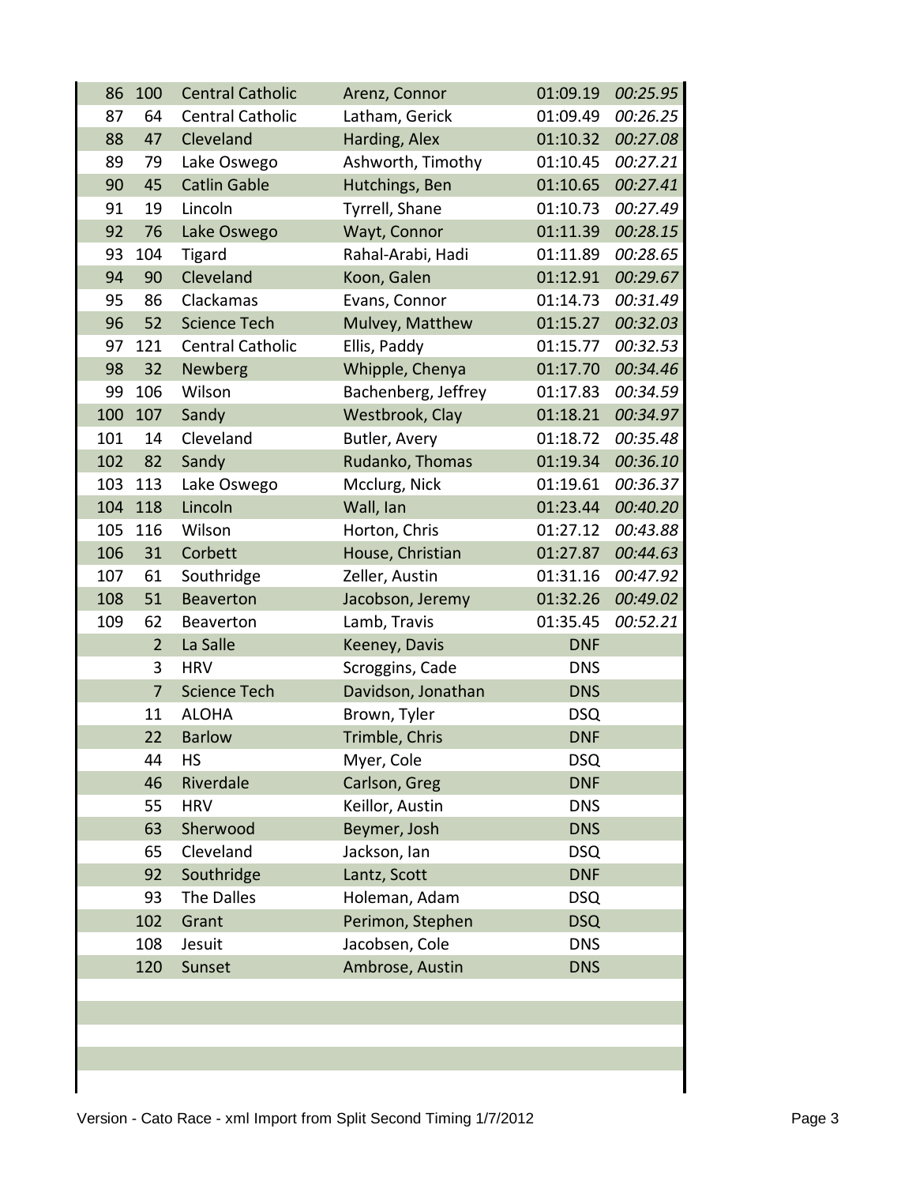| | | | | | |
|---|---|---|---|---|---|
| 86 | 100 | Central Catholic | Arenz, Connor | 01:09.19 | *00:25.95* |
| 87 | 64 | Central Catholic | Latham, Gerick | 01:09.49 | *00:26.25* |
| 88 | 47 | Cleveland | Harding, Alex | 01:10.32 | *00:27.08* |
| 89 | 79 | Lake Oswego | Ashworth, Timothy | 01:10.45 | *00:27.21* |
| 90 | 45 | Catlin Gable | Hutchings, Ben | 01:10.65 | *00:27.41* |
| 91 | 19 | Lincoln | Tyrrell, Shane | 01:10.73 | *00:27.49* |
| 92 | 76 | Lake Oswego | Wayt, Connor | 01:11.39 | *00:28.15* |
| 93 | 104 | Tigard | Rahal-Arabi, Hadi | 01:11.89 | *00:28.65* |
| 94 | 90 | Cleveland | Koon, Galen | 01:12.91 | *00:29.67* |
| 95 | 86 | Clackamas | Evans, Connor | 01:14.73 | *00:31.49* |
| 96 | 52 | Science Tech | Mulvey, Matthew | 01:15.27 | *00:32.03* |
| 97 | 121 | Central Catholic | Ellis, Paddy | 01:15.77 | *00:32.53* |
| 98 | 32 | Newberg | Whipple, Chenya | 01:17.70 | *00:34.46* |
| 99 | 106 | Wilson | Bachenberg, Jeffrey | 01:17.83 | *00:34.59* |
| 100 | 107 | Sandy | Westbrook, Clay | 01:18.21 | *00:34.97* |
| 101 | 14 | Cleveland | Butler, Avery | 01:18.72 | *00:35.48* |
| 102 | 82 | Sandy | Rudanko, Thomas | 01:19.34 | *00:36.10* |
| 103 | 113 | Lake Oswego | Mcclurg, Nick | 01:19.61 | *00:36.37* |
| 104 | 118 | Lincoln | Wall, Ian | 01:23.44 | *00:40.20* |
| 105 | 116 | Wilson | Horton, Chris | 01:27.12 | *00:43.88* |
| 106 | 31 | Corbett | House, Christian | 01:27.87 | *00:44.63* |
| 107 | 61 | Southridge | Zeller, Austin | 01:31.16 | *00:47.92* |
| 108 | 51 | Beaverton | Jacobson, Jeremy | 01:32.26 | *00:49.02* |
| 109 | 62 | Beaverton | Lamb, Travis | 01:35.45 | *00:52.21* |
| | 2 | La Salle | Keeney, Davis | DNF | |
| | 3 | HRV | Scroggins, Cade | DNS | |
| | 7 | Science Tech | Davidson, Jonathan | DNS | |
| | 11 | ALOHA | Brown, Tyler | DSQ | |
| | 22 | Barlow | Trimble, Chris | DNF | |
| | 44 | HS | Myer, Cole | DSQ | |
| | 46 | Riverdale | Carlson, Greg | DNF | |
| | 55 | HRV | Keillor, Austin | DNS | |
| | 63 | Sherwood | Beymer, Josh | DNS | |
| | 65 | Cleveland | Jackson, Ian | DSQ | |
| | 92 | Southridge | Lantz, Scott | DNF | |
| | 93 | The Dalles | Holeman, Adam | DSQ | |
| | 102 | Grant | Perimon, Stephen | DSQ | |
| | 108 | Jesuit | Jacobsen, Cole | DNS | |
| | 120 | Sunset | Ambrose, Austin | DNS | |

Version - Cato Race - xml Import from Split Second Timing 1/7/2012